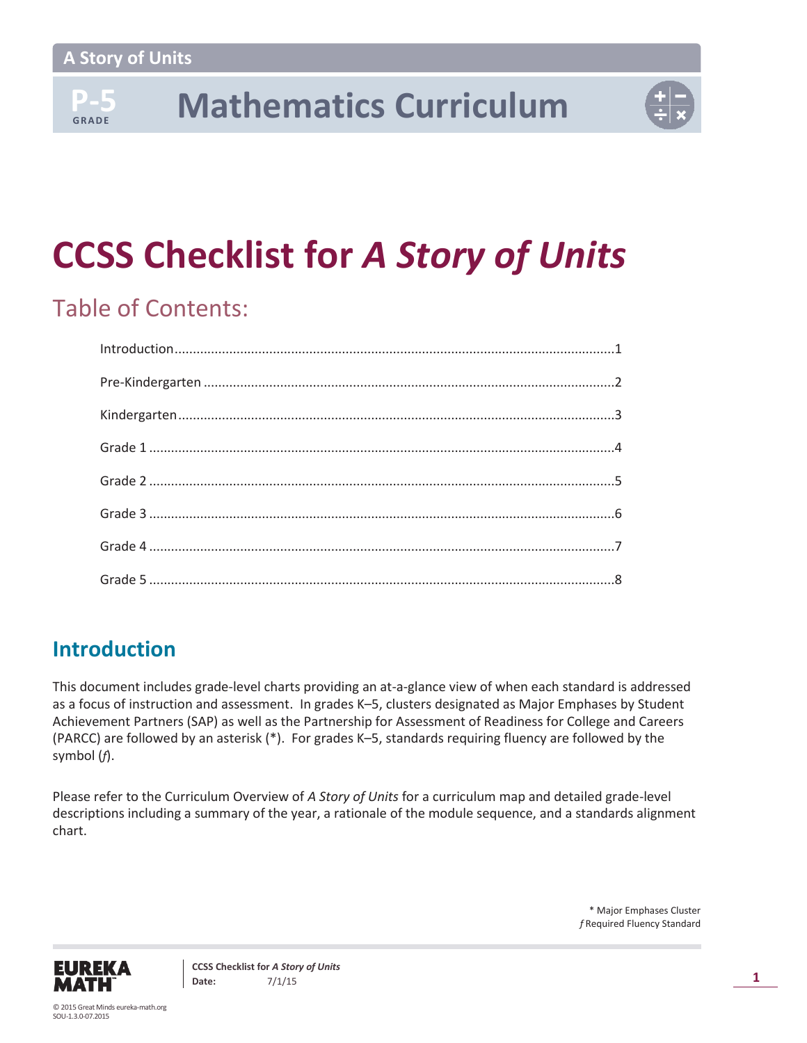A Story of Units

P-5 GRADE

# Mathematics Curriculum

# CCSS Checklist for *A Story of Units*

## Table of Contents:

Introduction........................................................................................................1

Pre-Kindergarten ................................................................................................2

Kindergarten.......................................................................................................3

Grade 1 ..............................................................................................................4

Grade 2 ..............................................................................................................5

Grade 3 ..............................................................................................................6

Grade 4 ..............................................................................................................7

Grade 5 ..............................................................................................................8

## Introduction

This document includes grade-level charts providing an at-a-glance view of when each standard is addressed as a focus of instruction and assessment. In grades K–5, clusters designated as Major Emphases by Student Achievement Partners (SAP) as well as the Partnership for Assessment of Readiness for College and Careers (PARCC) are followed by an asterisk (*). For grades K–5, standards requiring fluency are followed by the symbol (*ƒ*).

Please refer to the Curriculum Overview of *A Story of Units* for a curriculum map and detailed grade-level descriptions including a summary of the year, a rationale of the module sequence, and a standards alignment chart.

\* Major Emphases Cluster
*ƒ* Required Fluency Standard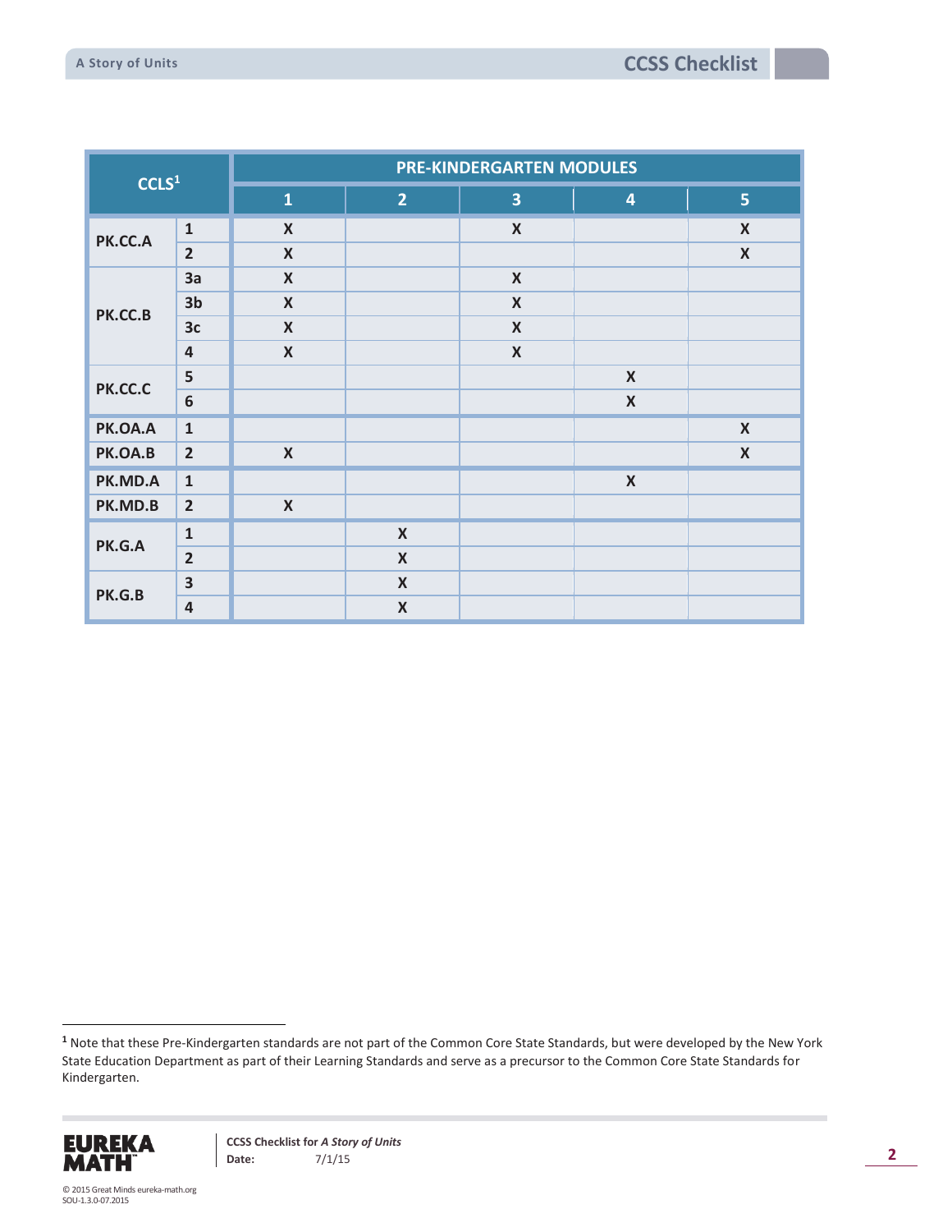| CCLS[1] | | PRE-KINDERGARTEN MODULES | | | | |
|---|---|---|---|---|---|---|
| | | 1 | 2 | 3 | 4 | 5 |
| PK.CC.A | 1 | X | | X | | X |
| | 2 | X | | | | X |
| PK.CC.B | 3a | X | | X | | |
| | 3b | X | | X | | |
| | 3c | X | | X | | |
| | 4 | X | | X | | |
| PK.CC.C | 5 | | | | X | |
| | 6 | | | | X | |
| PK.OA.A | 1 | | | | | X |
| PK.OA.B | 2 | X | | | | X |
| PK.MD.A | 1 | | | | X | |
| PK.MD.B | 2 | X | | | | |
| PK.G.A | 1 | | X | | | |
| | 2 | | X | | | |
| PK.G.B | 3 | | X | | | |
| | 4 | | X | | | |

[1] Note that these Pre-Kindergarten standards are not part of the Common Core State Standards, but were developed by the New York State Education Department as part of their Learning Standards and serve as a precursor to the Common Core State Standards for Kindergarten.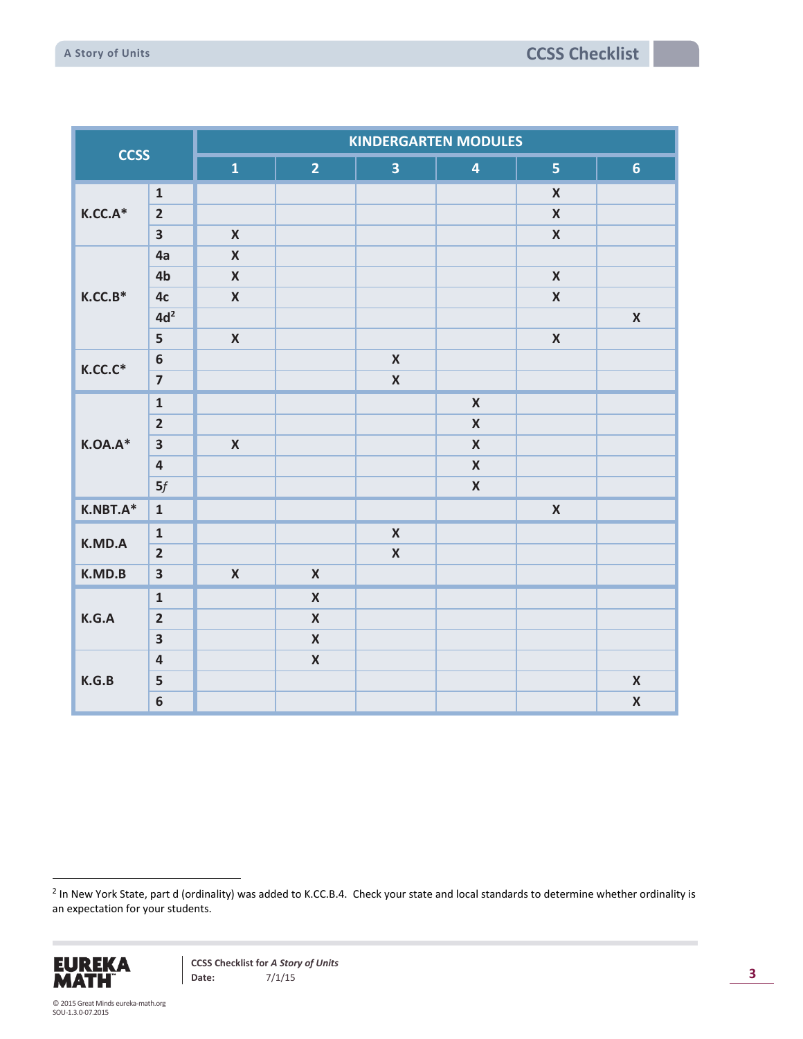| CCSS | | KINDERGARTEN MODULES | | | | | |
|---|---|---|---|---|---|---|---|
| | | 1 | 2 | 3 | 4 | 5 | 6 |
| K.CC.A* | 1 | | | | | X | |
| | 2 | | | | | X | |
| | 3 | X | | | | X | |
| K.CC.B* | 4a | X | | | | | |
| | 4b | X | | | | X | |
| | 4c | X | | | | X | |
| | 4d[2] | | | | | | X |
| | 5 | X | | | | X | |
| K.CC.C* | 6 | | | X | | | |
| | 7 | | | X | | | |
| K.OA.A* | 1 | | | | X | | |
| | 2 | | | | X | | |
| | 3 | X | | | X | | |
| | 4 | | | | X | | |
| | 5*f* | | | | X | | |
| K.NBT.A* | 1 | | | | | X | |
| K.MD.A | 1 | | | X | | | |
| | 2 | | | X | | | |
| K.MD.B | 3 | X | X | | | | |
| K.G.A | 1 | | X | | | | |
| | 2 | | X | | | | |
| | 3 | | X | | | | |
| K.G.B | 4 | | X | | | | |
| | 5 | | | | | | X |
| | 6 | | | | | | X |

[2] In New York State, part d (ordinality) was added to K.CC.B.4. Check your state and local standards to determine whether ordinality is an expectation for your students.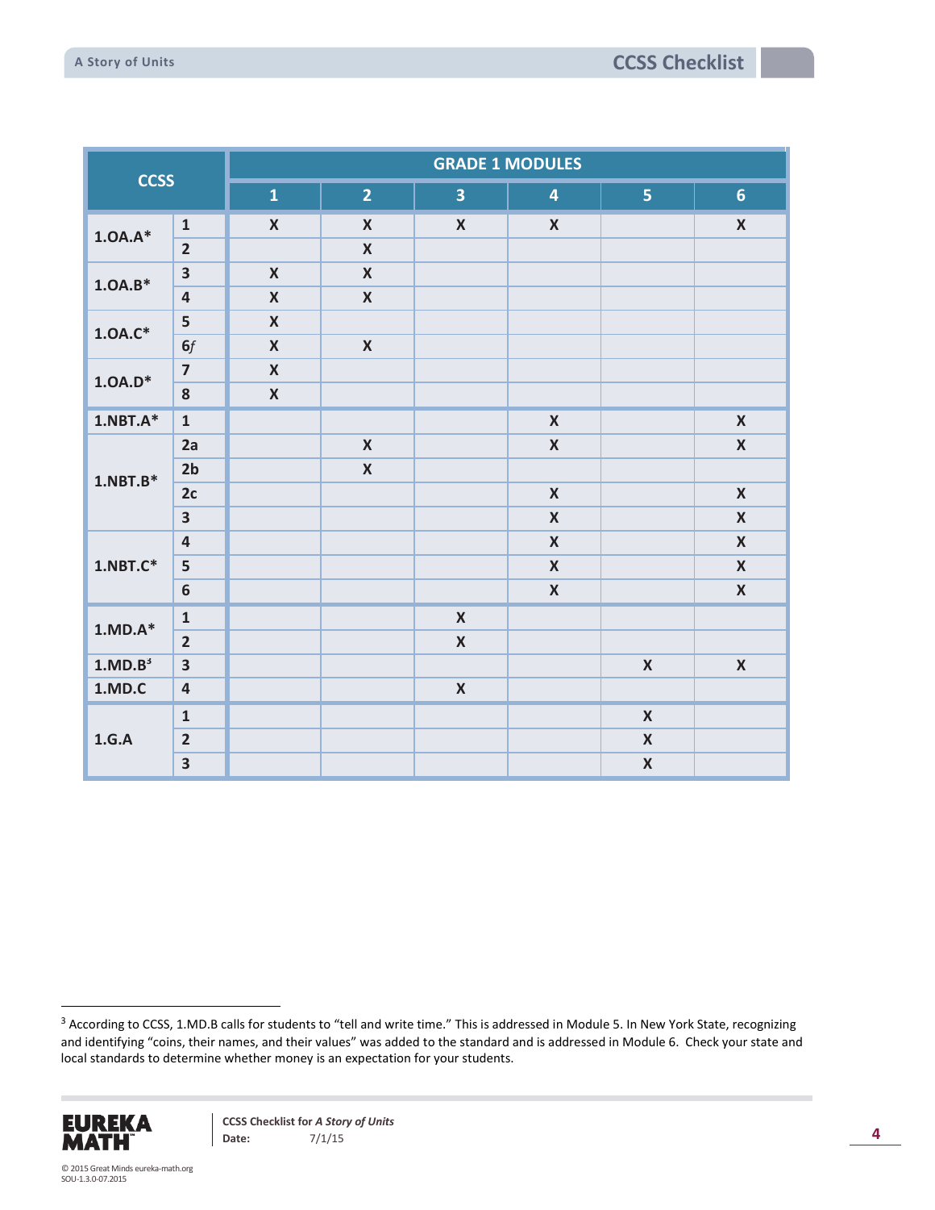| CCSS | | GRADE 1 MODULES | | | | | |
|---|---|---|---|---|---|---|---|
| | | 1 | 2 | 3 | 4 | 5 | 6 |
| 1.OA.A* | 1 | X | X | X | X | | X |
| | 2 | | X | | | | |
| 1.OA.B* | 3 | X | X | | | | |
| | 4 | X | X | | | | |
| 1.OA.C* | 5 | X | | | | | |
| | 6*f* | X | X | | | | |
| 1.OA.D* | 7 | X | | | | | |
| | 8 | X | | | | | |
| 1.NBT.A* | 1 | | | | X | | X |
| 1.NBT.B* | 2a | | X | | X | | X |
| | 2b | | X | | | | |
| | 2c | | | | X | | X |
| | 3 | | | | X | | X |
| 1.NBT.C* | 4 | | | | X | | X |
| | 5 | | | | X | | X |
| | 6 | | | | X | | X |
| 1.MD.A* | 1 | | | X | | | |
| | 2 | | | X | | | |
| 1.MD.B[3] | 3 | | | | | X | X |
| 1.MD.C | 4 | | | X | | | |
| 1.G.A | 1 | | | | | X | |
| | 2 | | | | | X | |
| | 3 | | | | | X | |

[3] According to CCSS, 1.MD.B calls for students to "tell and write time." This is addressed in Module 5. In New York State, recognizing and identifying "coins, their names, and their values" was added to the standard and is addressed in Module 6. Check your state and local standards to determine whether money is an expectation for your students.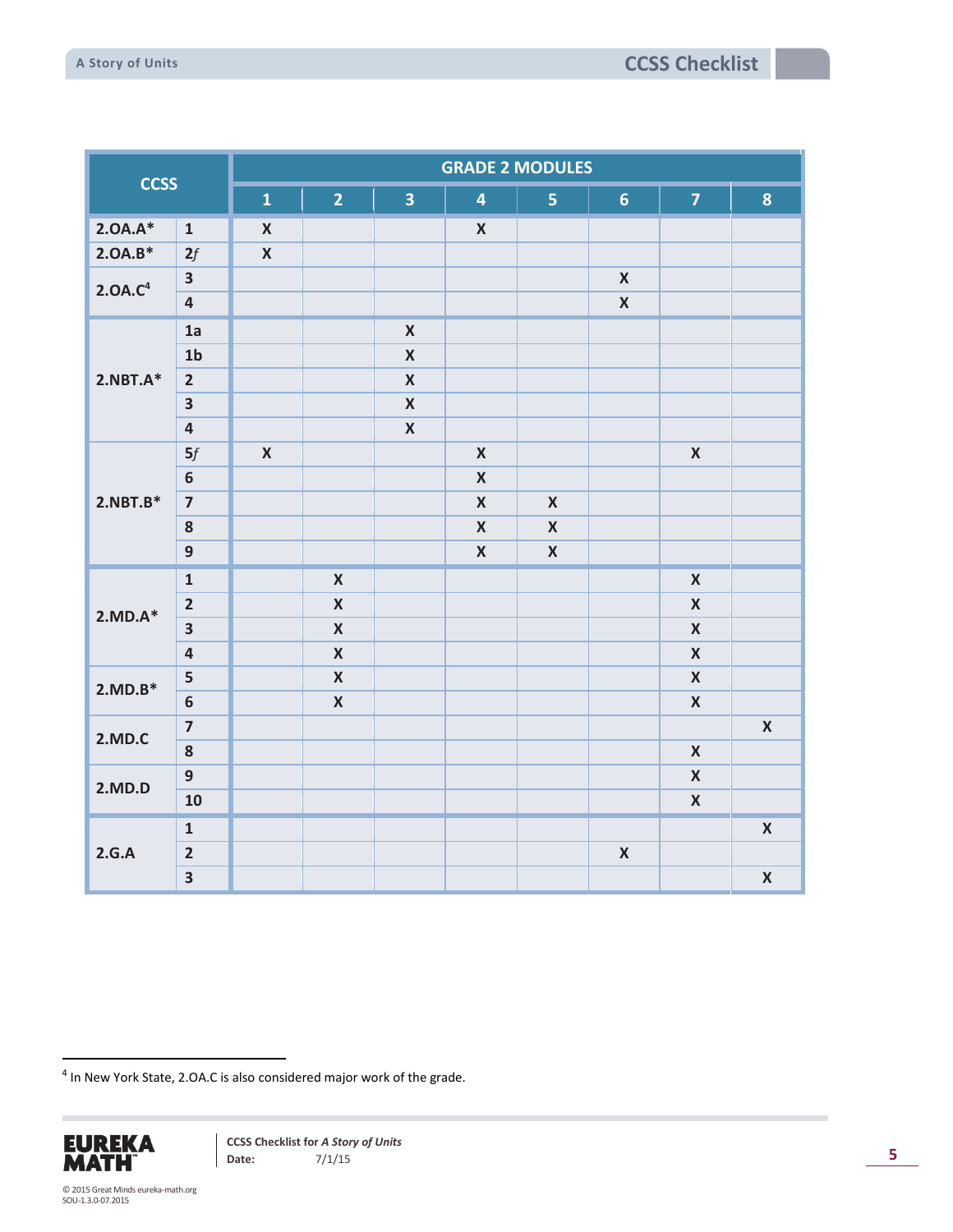| CCSS | | GRADE 2 MODULES | | | | | | | |
|---|---|---|---|---|---|---|---|---|---|
| | | 1 | 2 | 3 | 4 | 5 | 6 | 7 | 8 |
| 2.OA.A* | 1 | X | | | X | | | | |
| 2.OA.B* | 2*f* | X | | | | | | | |
| 2.OA.C[4] | 3 | | | | | | X | | |
| | 4 | | | | | | X | | |
| 2.NBT.A* | 1a | | | X | | | | | |
| | 1b | | | X | | | | | |
| | 2 | | | X | | | | | |
| | 3 | | | X | | | | | |
| | 4 | | | X | | | | | |
| 2.NBT.B* | 5*f* | X | | | X | | | X | |
| | 6 | | | | X | | | | |
| | 7 | | | | X | X | | | |
| | 8 | | | | X | X | | | |
| | 9 | | | | X | X | | | |
| 2.MD.A* | 1 | | X | | | | | X | |
| | 2 | | X | | | | | X | |
| | 3 | | X | | | | | X | |
| | 4 | | X | | | | | X | |
| 2.MD.B* | 5 | | X | | | | | X | |
| | 6 | | X | | | | | X | |
| 2.MD.C | 7 | | | | | | | | X |
| | 8 | | | | | | | X | |
| 2.MD.D | 9 | | | | | | | X | |
| | 10 | | | | | | | X | |
| 2.G.A | 1 | | | | | | | | X |
| | 2 | | | | | | X | | |
| | 3 | | | | | | | | X |

[4] In New York State, 2.OA.C is also considered major work of the grade.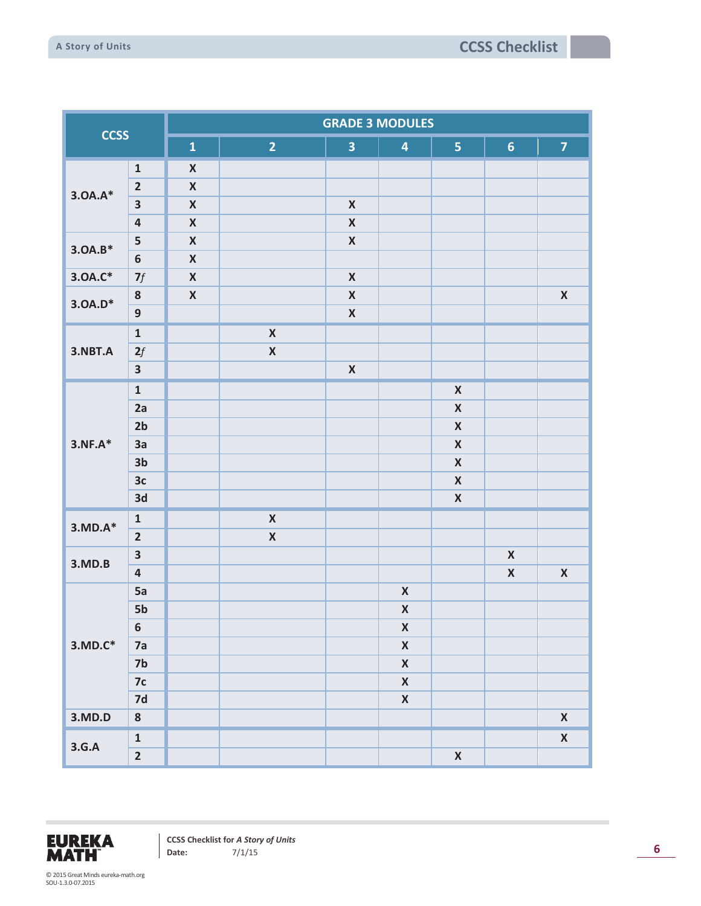| CCSS | | GRADE 3 MODULES | | | | | | |
|---|---|---|---|---|---|---|---|---|
| | | 1 | 2 | 3 | 4 | 5 | 6 | 7 |
| 3.OA.A* | 1 | X | | | | | | |
| | 2 | X | | | | | | |
| | 3 | X | | X | | | | |
| | 4 | X | | X | | | | |
| 3.OA.B* | 5 | X | | X | | | | |
| | 6 | X | | | | | | |
| 3.OA.C* | 7*f* | X | | X | | | | |
| 3.OA.D* | 8 | X | | X | | | | X |
| | 9 | | | X | | | | |
| 3.NBT.A | 1 | | X | | | | | |
| | 2*f* | | X | | | | | |
| | 3 | | | X | | | | |
| 3.NF.A* | 1 | | | | | X | | |
| | 2a | | | | | X | | |
| | 2b | | | | | X | | |
| | 3a | | | | | X | | |
| | 3b | | | | | X | | |
| | 3c | | | | | X | | |
| | 3d | | | | | X | | |
| 3.MD.A* | 1 | | X | | | | | |
| | 2 | | X | | | | | |
| 3.MD.B | 3 | | | | | | X | |
| | 4 | | | | | | X | X |
| 3.MD.C* | 5a | | | | X | | | |
| | 5b | | | | X | | | |
| | 6 | | | | X | | | |
| | 7a | | | | X | | | |
| | 7b | | | | X | | | |
| | 7c | | | | X | | | |
| | 7d | | | | X | | | |
| 3.MD.D | 8 | | | | | | | X |
| 3.G.A | 1 | | | | | | | X |
| | 2 | | | | | X | | |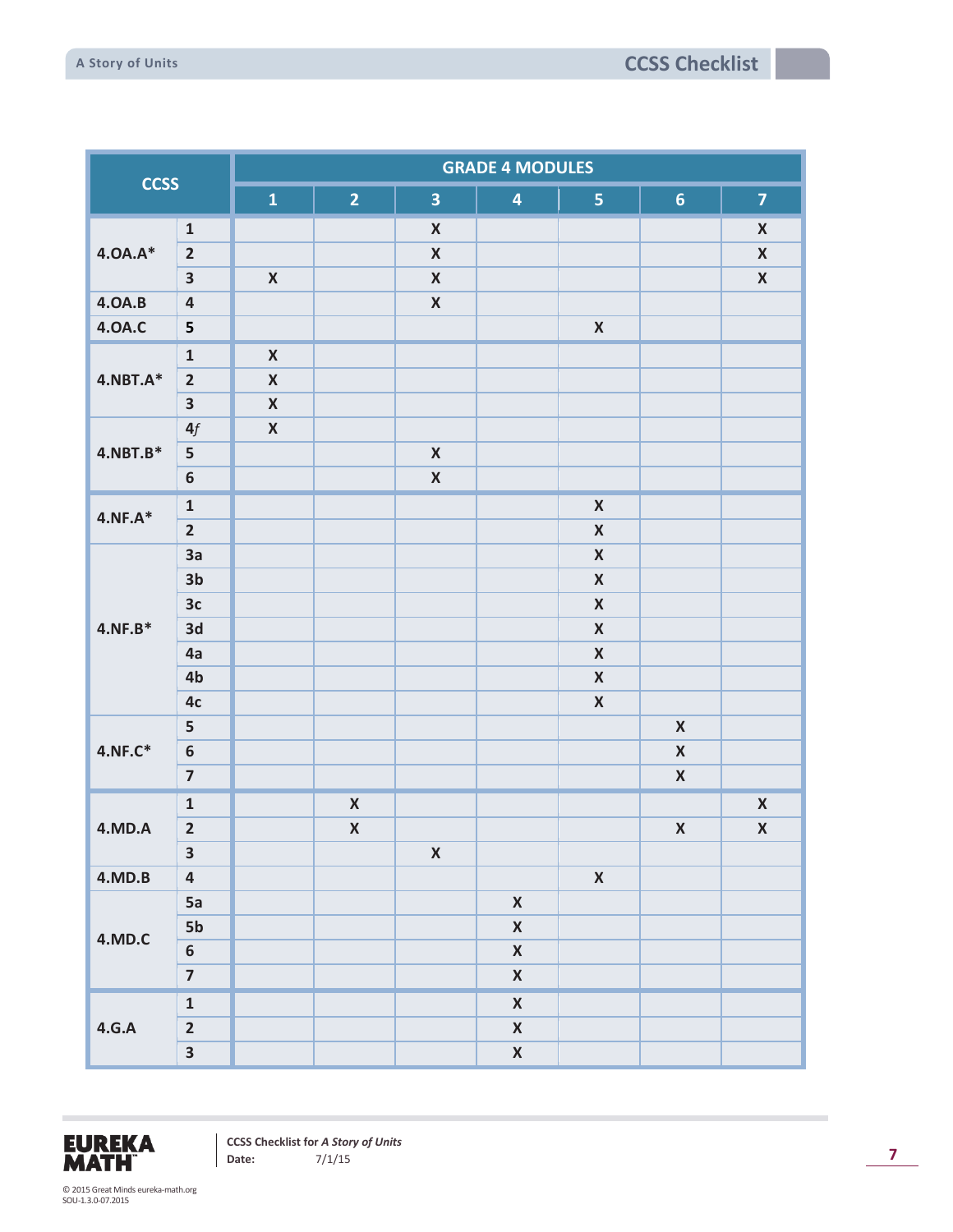| CCSS | | GRADE 4 MODULES | | | | | | |
|---|---|---|---|---|---|---|---|---|
| | | 1 | 2 | 3 | 4 | 5 | 6 | 7 |
| 4.OA.A* | 1 | | | X | | | | X |
| | 2 | | | X | | | | X |
| | 3 | X | | X | | | | X |
| 4.OA.B | 4 | | | X | | | | |
| 4.OA.C | 5 | | | | | X | | |
| 4.NBT.A* | 1 | X | | | | | | |
| | 2 | X | | | | | | |
| | 3 | X | | | | | | |
| 4.NBT.B* | 4*f* | X | | | | | | |
| | 5 | | | X | | | | |
| | 6 | | | X | | | | |
| 4.NF.A* | 1 | | | | | X | | |
| | 2 | | | | | X | | |
| 4.NF.B* | 3a | | | | | X | | |
| | 3b | | | | | X | | |
| | 3c | | | | | X | | |
| | 3d | | | | | X | | |
| | 4a | | | | | X | | |
| | 4b | | | | | X | | |
| | 4c | | | | | X | | |
| 4.NF.C* | 5 | | | | | | X | |
| | 6 | | | | | | X | |
| | 7 | | | | | | X | |
| 4.MD.A | 1 | | X | | | | | X |
| | 2 | | X | | | | X | X |
| | 3 | | | X | | | | |
| 4.MD.B | 4 | | | | | X | | |
| 4.MD.C | 5a | | | | X | | | |
| | 5b | | | | X | | | |
| | 6 | | | | X | | | |
| | 7 | | | | X | | | |
| 4.G.A | 1 | | | | X | | | |
| | 2 | | | | X | | | |
| | 3 | | | | X | | | |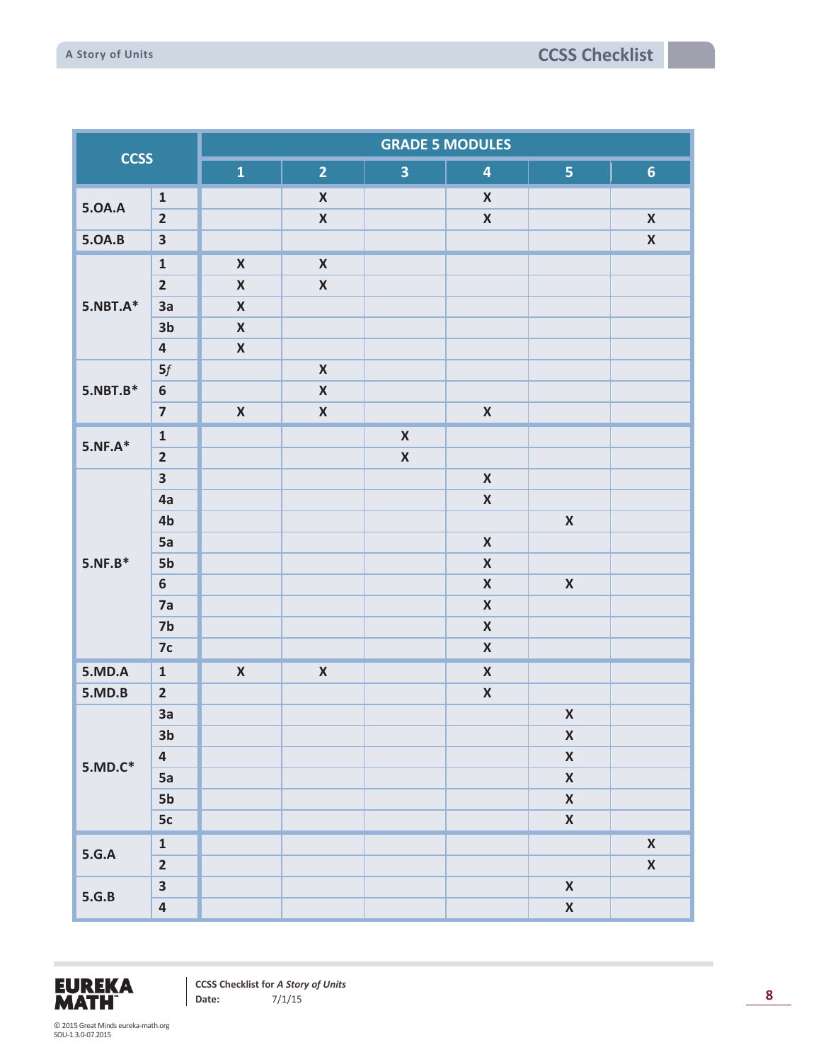| CCSS | | GRADE 5 MODULES | | | | | |
|---|---|---|---|---|---|---|---|
| | | 1 | 2 | 3 | 4 | 5 | 6 |
| 5.OA.A | 1 | | X | | X | | |
| | 2 | | X | | X | | X |
| 5.OA.B | 3 | | | | | | X |
| 5.NBT.A* | 1 | X | X | | | | |
| | 2 | X | X | | | | |
| | 3a | X | | | | | |
| | 3b | X | | | | | |
| | 4 | X | | | | | |
| 5.NBT.B* | 5*f* | | X | | | | |
| | 6 | | X | | | | |
| | 7 | X | X | | X | | |
| 5.NF.A* | 1 | | | X | | | |
| | 2 | | | X | | | |
| 5.NF.B* | 3 | | | | X | | |
| | 4a | | | | X | | |
| | 4b | | | | | X | |
| | 5a | | | | X | | |
| | 5b | | | | X | | |
| | 6 | | | | X | X | |
| | 7a | | | | X | | |
| | 7b | | | | X | | |
| | 7c | | | | X | | |
| 5.MD.A | 1 | X | X | | X | | |
| 5.MD.B | 2 | | | | X | | |
| 5.MD.C* | 3a | | | | | X | |
| | 3b | | | | | X | |
| | 4 | | | | | X | |
| | 5a | | | | | X | |
| | 5b | | | | | X | |
| | 5c | | | | | X | |
| 5.G.A | 1 | | | | | | X |
| | 2 | | | | | | X |
| 5.G.B | 3 | | | | | X | |
| | 4 | | | | | X | |